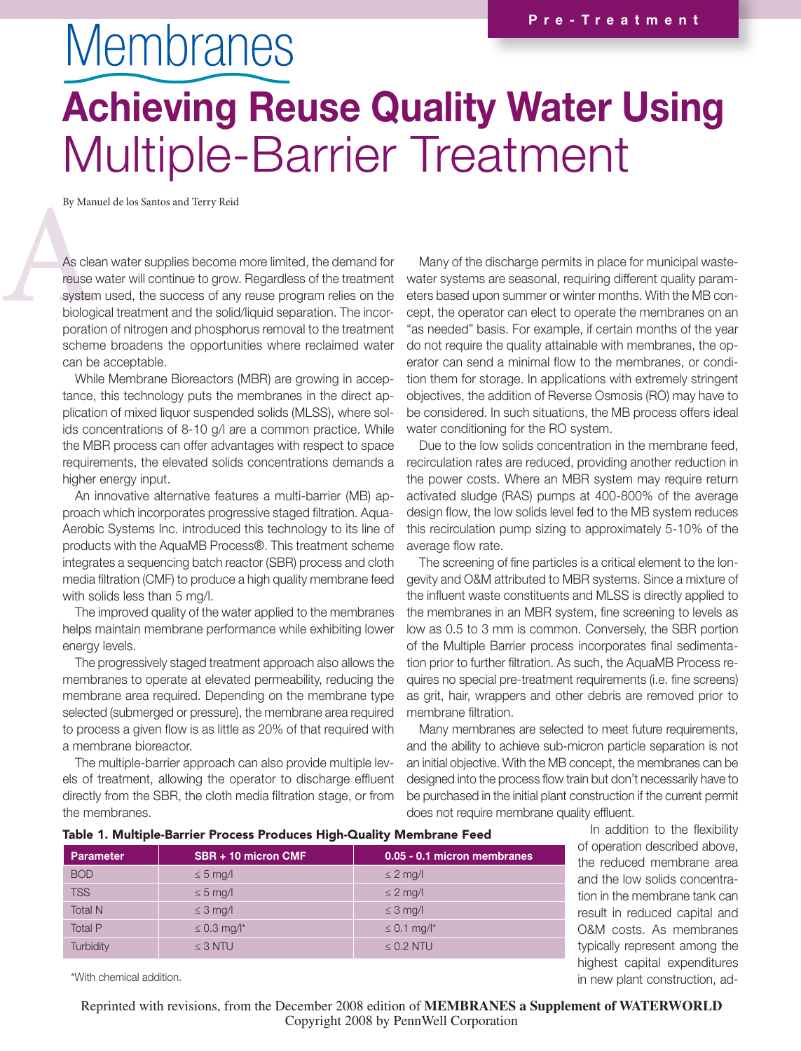# Membranes

# Achieving Reuse Quality Water Using Multiple-Barrier Treatment

By Manuel de los Santos and Terry Reid

As clean water supplies become more limited, the demand for reuse water will continue to grow. Regardless of the treatment system used, the success of any reuse program relies on the biological treatment and the solid/liquid separation. The incorporation of nitrogen and phosphorus removal to the treatment scheme broadens the opportunities where reclaimed water can be acceptable.

While Membrane Bioreactors (MBR) are growing in acceptance, this technology puts the membranes in the direct application of mixed liquor suspended solids (MLSS), where solids concentrations of 8-10 g/l are a common practice. While the MBR process can offer advantages with respect to space requirements, the elevated solids concentrations demands a higher energy input.

An innovative alternative features a multi-barrier (MB) approach which incorporates progressive staged filtration. Aqua-Aerobic Systems Inc. introduced this technology to its line of products with the AquaMB Process®. This treatment scheme integrates a sequencing batch reactor (SBR) process and cloth media filtration (CMF) to produce a high quality membrane feed with solids less than 5 mg/l.

The improved quality of the water applied to the membranes helps maintain membrane performance while exhibiting lower energy levels.

The progressively staged treatment approach also allows the membranes to operate at elevated permeability, reducing the membrane area required. Depending on the membrane type selected (submerged or pressure), the membrane area required to process a given flow is as little as 20% of that required with a membrane bioreactor.

The multiple-barrier approach can also provide multiple levels of treatment, allowing the operator to discharge effluent directly from the SBR, the cloth media filtration stage, or from the membranes.

Many of the discharge permits in place for municipal wastewater systems are seasonal, requiring different quality parameters based upon summer or winter months. With the MB concept, the operator can elect to operate the membranes on an "as needed" basis. For example, if certain months of the year do not require the quality attainable with membranes, the operator can send a minimal flow to the membranes, or condition them for storage. In applications with extremely stringent objectives, the addition of Reverse Osmosis (RO) may have to be considered. In such situations, the MB process offers ideal water conditioning for the RO system.

Due to the low solids concentration in the membrane feed, recirculation rates are reduced, providing another reduction in the power costs. Where an MBR system may require return activated sludge (RAS) pumps at 400-800% of the average design flow, the low solids level fed to the MB system reduces this recirculation pump sizing to approximately 5-10% of the average flow rate.

The screening of fine particles is a critical element to the longevity and O&M attributed to MBR systems. Since a mixture of the influent waste constituents and MLSS is directly applied to the membranes in an MBR system, fine screening to levels as low as 0.5 to 3 mm is common. Conversely, the SBR portion of the Multiple Barrier process incorporates final sedimentation prior to further filtration. As such, the AquaMB Process requires no special pre-treatment requirements (i.e. fine screens) as grit, hair, wrappers and other debris are removed prior to membrane filtration.

Many membranes are selected to meet future requirements, and the ability to achieve sub-micron particle separation is not an initial objective. With the MB concept, the membranes can be designed into the process flow train but don't necessarily have to be purchased in the initial plant construction if the current permit does not require membrane quality effluent.

**Table 1. Multiple-Barrier Process Produces High-Quality Membrane Feed**

| Parameter | SBR + 10 micron CMF | 0.05 - 0.1 micron membranes |
|---|---|---|
| BOD | ≤ 5 mg/l | ≤ 2 mg/l |
| TSS | ≤ 5 mg/l | ≤ 2 mg/l |
| Total N | ≤ 3 mg/l | ≤ 3 mg/l |
| Total P | ≤ 0.3 mg/l* | ≤ 0.1 mg/l* |
| Turbidity | ≤ 3 NTU | ≤ 0.2 NTU |

*With chemical addition.

In addition to the flexibility of operation described above, the reduced membrane area and the low solids concentration in the membrane tank can result in reduced capital and O&M costs. As membranes typically represent among the highest capital expenditures in new plant construction, ad-

Reprinted with revisions, from the December 2008 edition of **MEMBRANES a Supplement of WATERWORLD**
Copyright 2008 by PennWell Corporation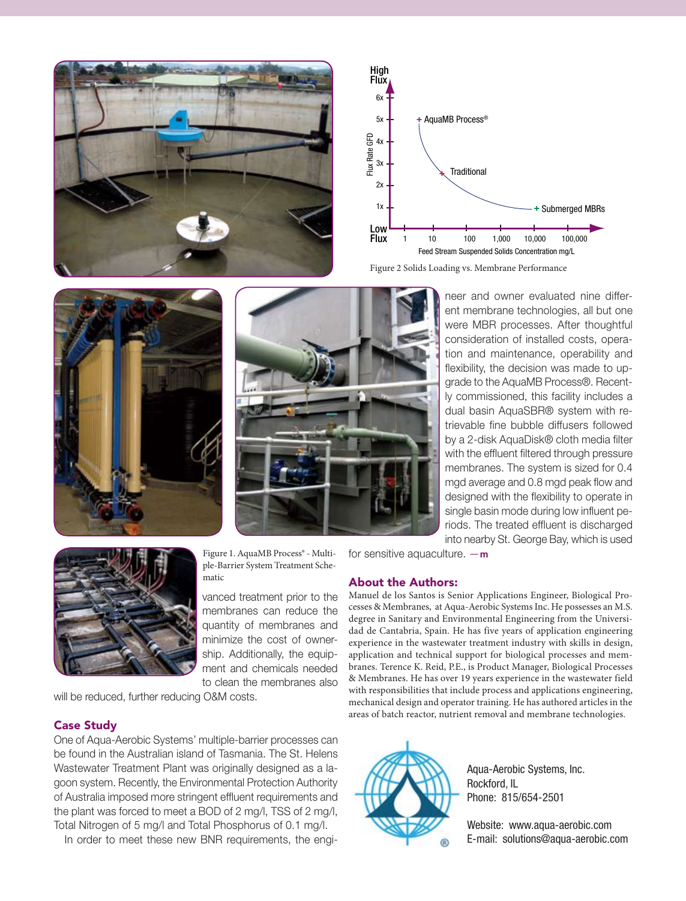High Flux

6x

5x

4x

3x

2x

1x

Low Flux

Flux Rate GFD

+ AquaMB Process®

Traditional

+ Submerged MBRs

1 10 100 1,000 10,000 100,000

Feed Stream Suspended Solids Concentration mg/L

Figure 2 Solids Loading vs. Membrane Performance

Figure 1. AquaMB Process® - Multiple-Barrier System Treatment Schematic

vanced treatment prior to the membranes can reduce the quantity of membranes and minimize the cost of ownership. Additionally, the equipment and chemicals needed to clean the membranes also will be reduced, further reducing O&M costs.

## Case Study

One of Aqua-Aerobic Systems' multiple-barrier processes can be found in the Australian island of Tasmania. The St. Helens Wastewater Treatment Plant was originally designed as a lagoon system. Recently, the Environmental Protection Authority of Australia imposed more stringent effluent requirements and the plant was forced to meet a BOD of 2 mg/l, TSS of 2 mg/l, Total Nitrogen of 5 mg/l and Total Phosphorus of 0.1 mg/l.

In order to meet these new BNR requirements, the engineer and owner evaluated nine different membrane technologies, all but one were MBR processes. After thoughtful consideration of installed costs, operation and maintenance, operability and flexibility, the decision was made to upgrade to the AquaMB Process®. Recently commissioned, this facility includes a dual basin AquaSBR® system with retrievable fine bubble diffusers followed by a 2-disk AquaDisk® cloth media filter with the effluent filtered through pressure membranes. The system is sized for 0.4 mgd average and 0.8 mgd peak flow and designed with the flexibility to operate in single basin mode during low influent periods. The treated effluent is discharged into nearby St. George Bay, which is used for sensitive aquaculture. **—m**

## About the Authors:

Manuel de los Santos is Senior Applications Engineer, Biological Processes & Membranes, at Aqua-Aerobic Systems Inc. He possesses an M.S. degree in Sanitary and Environmental Engineering from the Universidad de Cantabria, Spain. He has five years of application engineering experience in the wastewater treatment industry with skills in design, application and technical support for biological processes and membranes. Terence K. Reid, P.E., is Product Manager, Biological Processes & Membranes. He has over 19 years experience in the wastewater field with responsibilities that include process and applications engineering, mechanical design and operator training. He has authored articles in the areas of batch reactor, nutrient removal and membrane technologies.

Aqua-Aerobic Systems, Inc.
Rockford, IL
Phone: 815/654-2501

Website: www.aqua-aerobic.com
E-mail: solutions@aqua-aerobic.com